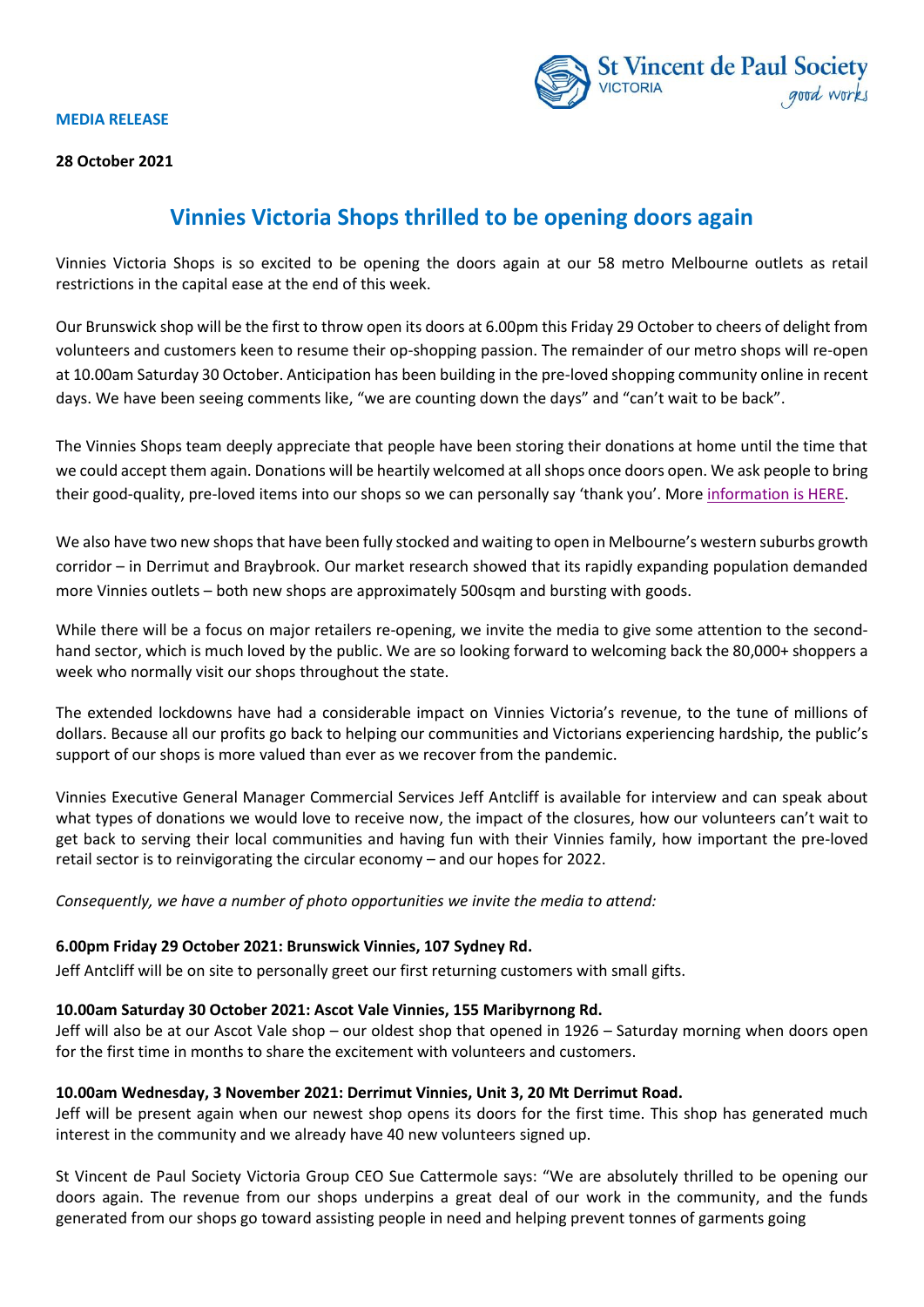**MEDIA RELEASE**

**28 October 2021**

# Vinnies Victoria Shops thrilled to be opening doors again

Vinnies Victoria Shops is so excited to be opening the doors again at our 58 metro Melbourne outlets as retail restrictions in the capital ease at the end of this week.

Our Brunswick shop will be the first to throw open its doors at 6.00pm this Friday 29 October to cheers of delight from volunteers and customers keen to resume their op-shopping passion. The remainder of our metro shops will re-open at 10.00am Saturday 30 October. Anticipation has been building in the pre-loved shopping community online in recent days. We have been seeing comments like, "we are counting down the days" and "can't wait to be back".

The Vinnies Shops team deeply appreciate that people have been storing their donations at home until the time that we could accept them again. Donations will be heartily welcomed at all shops once doors open. We ask people to bring their good-quality, pre-loved items into our shops so we can personally say 'thank you'. More information is HERE.

We also have two new shops that have been fully stocked and waiting to open in Melbourne's western suburbs growth corridor – in Derrimut and Braybrook. Our market research showed that its rapidly expanding population demanded more Vinnies outlets – both new shops are approximately 500sqm and bursting with goods.

While there will be a focus on major retailers re-opening, we invite the media to give some attention to the second-hand sector, which is much loved by the public. We are so looking forward to welcoming back the 80,000+ shoppers a week who normally visit our shops throughout the state.

The extended lockdowns have had a considerable impact on Vinnies Victoria's revenue, to the tune of millions of dollars. Because all our profits go back to helping our communities and Victorians experiencing hardship, the public's support of our shops is more valued than ever as we recover from the pandemic.

Vinnies Executive General Manager Commercial Services Jeff Antcliff is available for interview and can speak about what types of donations we would love to receive now, the impact of the closures, how our volunteers can't wait to get back to serving their local communities and having fun with their Vinnies family, how important the pre-loved retail sector is to reinvigorating the circular economy – and our hopes for 2022.

*Consequently, we have a number of photo opportunities we invite the media to attend:*

**6.00pm Friday 29 October 2021: Brunswick Vinnies, 107 Sydney Rd.**

Jeff Antcliff will be on site to personally greet our first returning customers with small gifts.

**10.00am Saturday 30 October 2021: Ascot Vale Vinnies, 155 Maribyrnong Rd.**

Jeff will also be at our Ascot Vale shop – our oldest shop that opened in 1926 – Saturday morning when doors open for the first time in months to share the excitement with volunteers and customers.

**10.00am Wednesday, 3 November 2021: Derrimut Vinnies, Unit 3, 20 Mt Derrimut Road.**

Jeff will be present again when our newest shop opens its doors for the first time. This shop has generated much interest in the community and we already have 40 new volunteers signed up.

St Vincent de Paul Society Victoria Group CEO Sue Cattermole says: "We are absolutely thrilled to be opening our doors again. The revenue from our shops underpins a great deal of our work in the community, and the funds generated from our shops go toward assisting people in need and helping prevent tonnes of garments going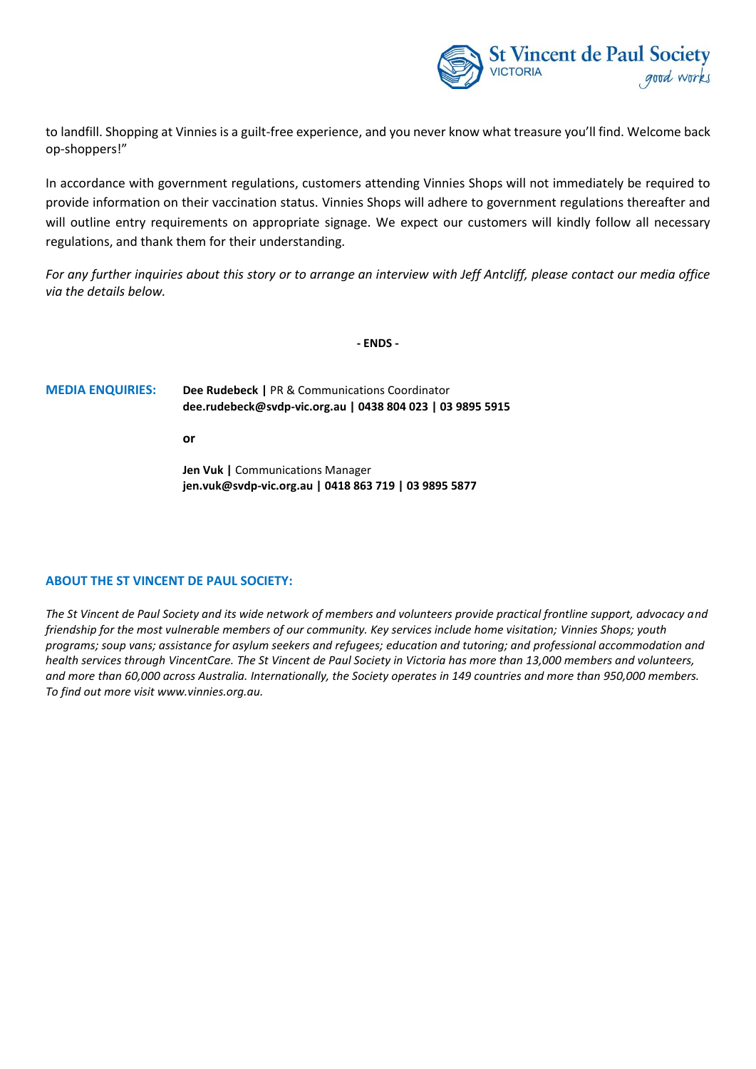to landfill. Shopping at Vinnies is a guilt-free experience, and you never know what treasure you'll find. Welcome back op-shoppers!"

In accordance with government regulations, customers attending Vinnies Shops will not immediately be required to provide information on their vaccination status. Vinnies Shops will adhere to government regulations thereafter and will outline entry requirements on appropriate signage. We expect our customers will kindly follow all necessary regulations, and thank them for their understanding.

*For any further inquiries about this story or to arrange an interview with Jeff Antcliff, please contact our media office via the details below.*

**- ENDS -**

**MEDIA ENQUIRIES:**

**Dee Rudebeck |** PR & Communications Coordinator
**dee.rudebeck@svdp-vic.org.au | 0438 804 023 | 03 9895 5915**

**or**

**Jen Vuk |** Communications Manager
**jen.vuk@svdp-vic.org.au | 0418 863 719 | 03 9895 5877**

## ABOUT THE ST VINCENT DE PAUL SOCIETY:

*The St Vincent de Paul Society and its wide network of members and volunteers provide practical frontline support, advocacy and friendship for the most vulnerable members of our community. Key services include home visitation; Vinnies Shops; youth programs; soup vans; assistance for asylum seekers and refugees; education and tutoring; and professional accommodation and health services through VincentCare. The St Vincent de Paul Society in Victoria has more than 13,000 members and volunteers, and more than 60,000 across Australia. Internationally, the Society operates in 149 countries and more than 950,000 members. To find out more visit www.vinnies.org.au.*